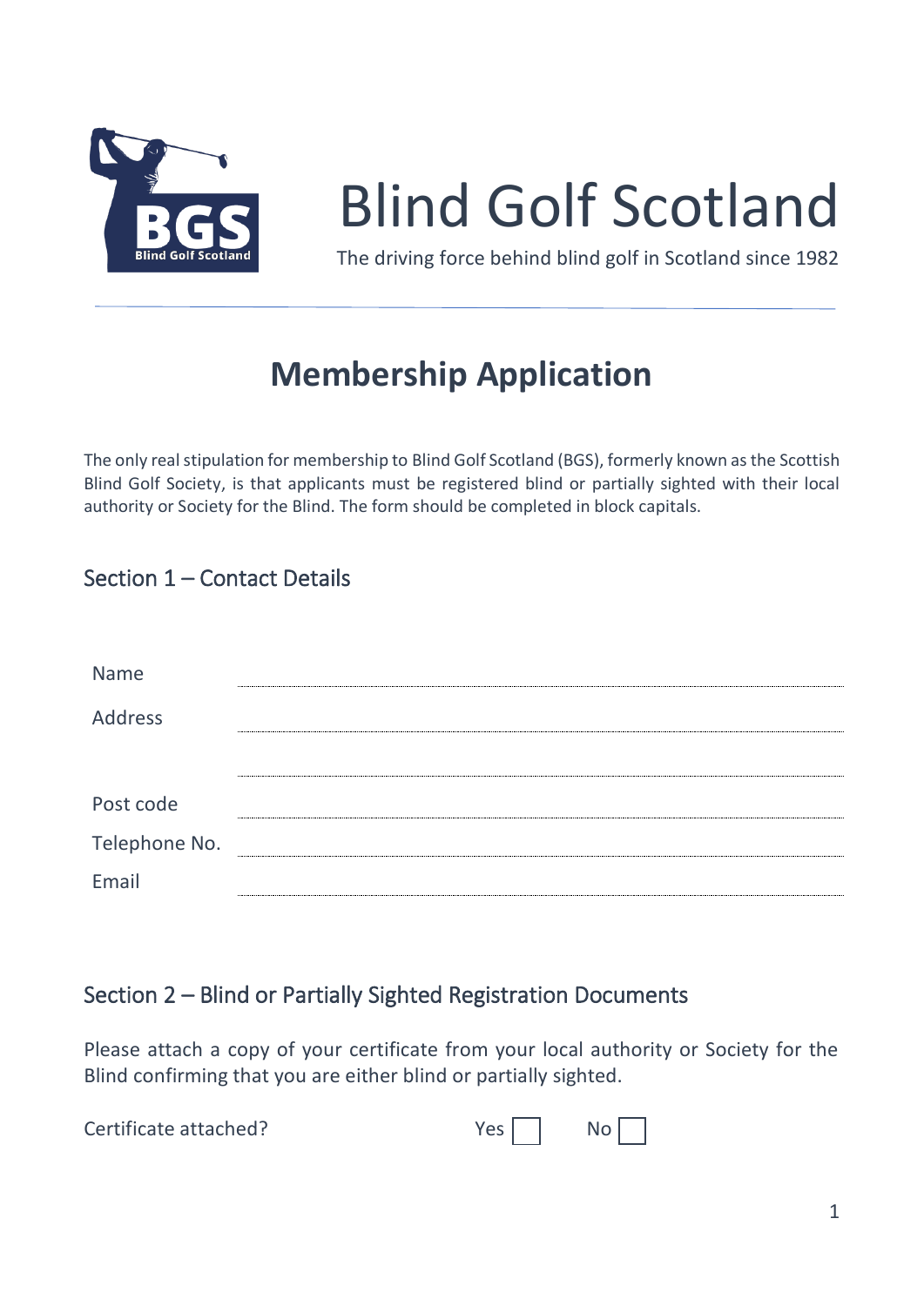# Blind Golf Scotland

The driving force behind blind golf in Scotland since 1982

## Membership Application

The only real stipulation for membership to Blind Golf Scotland (BGS), formerly known as the Scottish Blind Golf Society, is that applicants must be registered blind or partially sighted with their local authority or Society for the Blind. The form should be completed in block capitals.

### Section 1 – Contact Details

Name ..............................................................................................................

Address ..............................................................................................................

..............................................................................................................

Post code ..............................................................................................................

Telephone No. ..............................................................................................................

Email ..............................................................................................................

### Section 2 – Blind or Partially Sighted Registration Documents

Please attach a copy of your certificate from your local authority or Society for the Blind confirming that you are either blind or partially sighted.

Certificate attached? Yes ☐ No ☐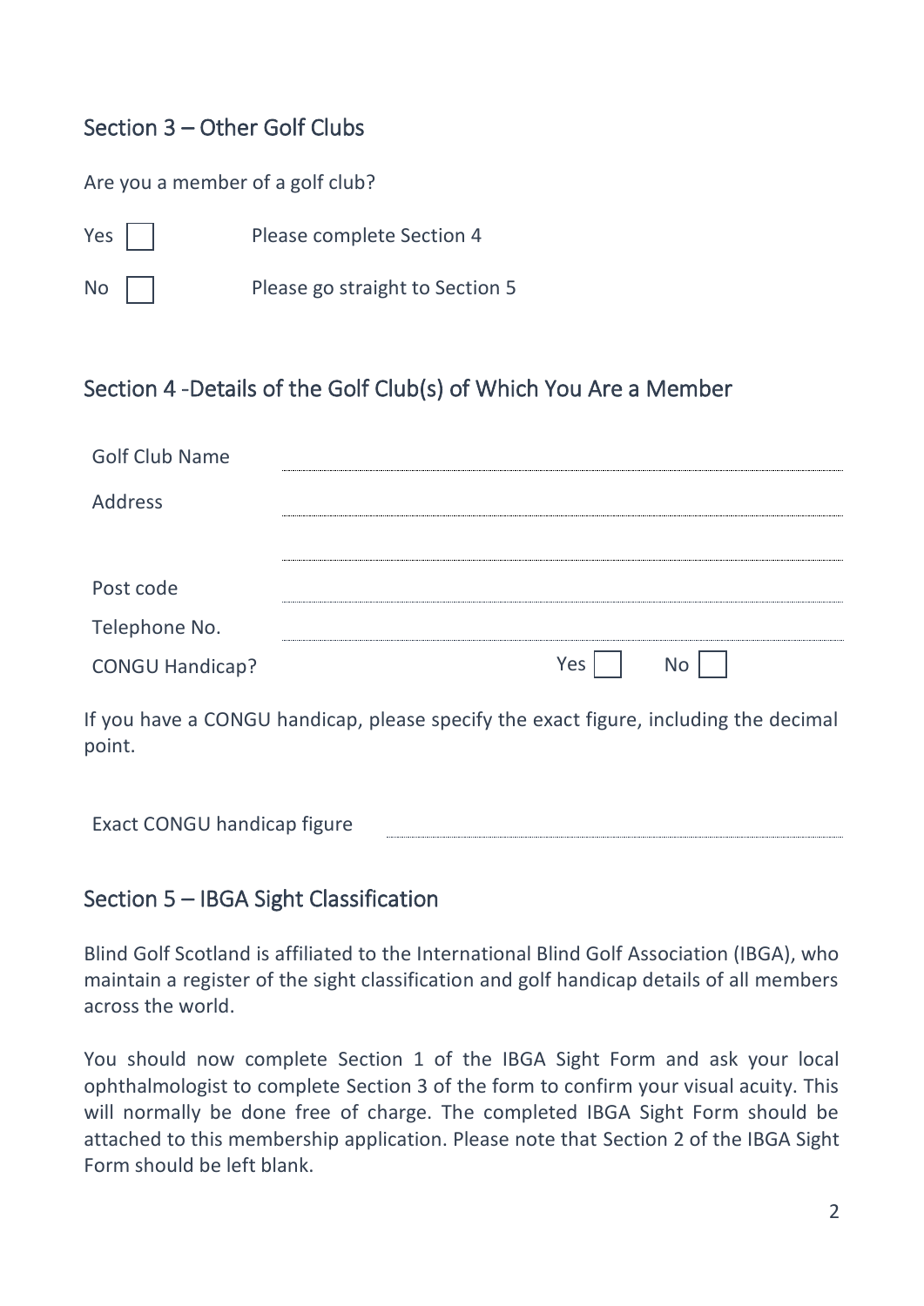## Section 3 – Other Golf Clubs

Are you a member of a golf club?

Yes ☐ Please complete Section 4

No ☐ Please go straight to Section 5

## Section 4 -Details of the Golf Club(s) of Which You Are a Member

Golf Club Name ..............................................................

Address ..............................................................

..............................................................

Post code ..............................................................

Telephone No. ..............................................................

CONGU Handicap? Yes ☐ No ☐

If you have a CONGU handicap, please specify the exact figure, including the decimal point.

Exact CONGU handicap figure ..............................................................

## Section 5 – IBGA Sight Classification

Blind Golf Scotland is affiliated to the International Blind Golf Association (IBGA), who maintain a register of the sight classification and golf handicap details of all members across the world.

You should now complete Section 1 of the IBGA Sight Form and ask your local ophthalmologist to complete Section 3 of the form to confirm your visual acuity. This will normally be done free of charge. The completed IBGA Sight Form should be attached to this membership application. Please note that Section 2 of the IBGA Sight Form should be left blank.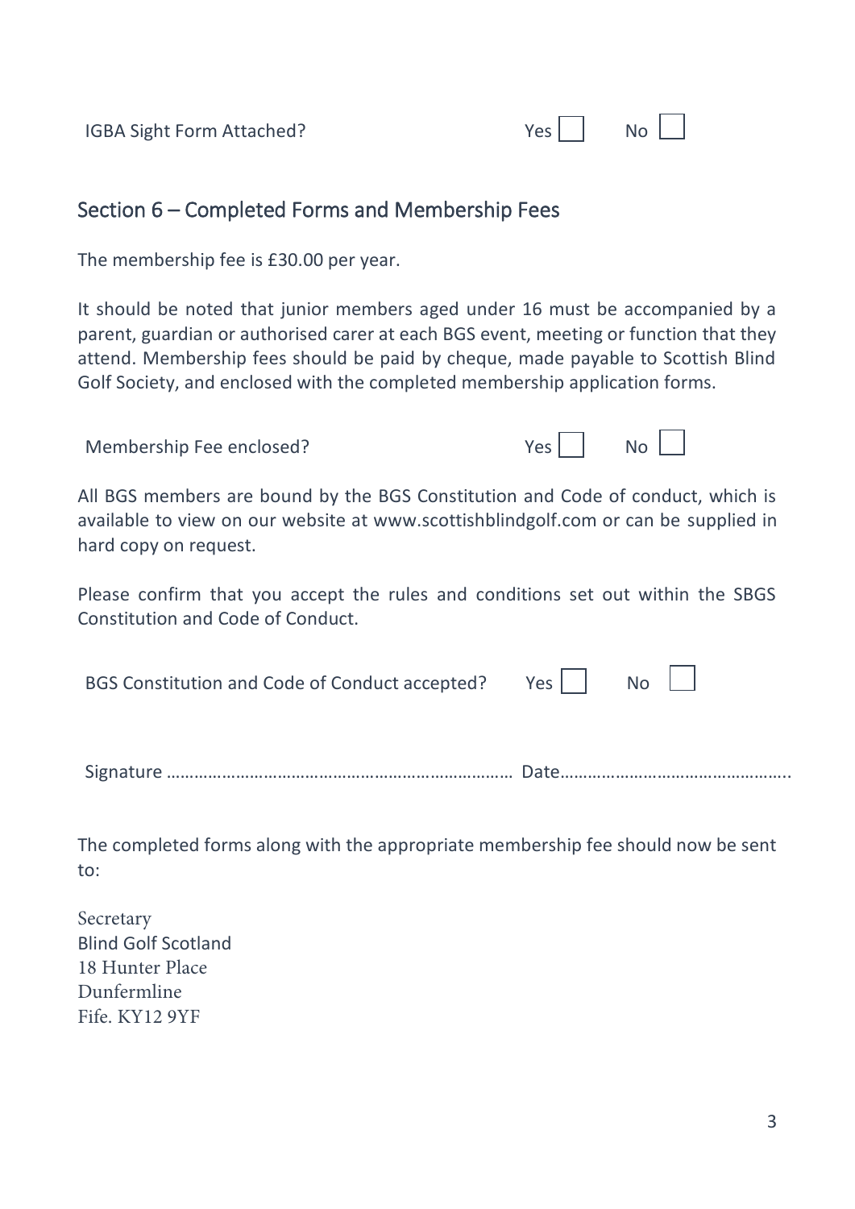IGBA Sight Form Attached? Yes ☐ No ☐

## Section 6 – Completed Forms and Membership Fees

The membership fee is £30.00 per year.

It should be noted that junior members aged under 16 must be accompanied by a parent, guardian or authorised carer at each BGS event, meeting or function that they attend. Membership fees should be paid by cheque, made payable to Scottish Blind Golf Society, and enclosed with the completed membership application forms.

Membership Fee enclosed? Yes ☐ No ☐

All BGS members are bound by the BGS Constitution and Code of conduct, which is available to view on our website at www.scottishblindgolf.com or can be supplied in hard copy on request.

Please confirm that you accept the rules and conditions set out within the SBGS Constitution and Code of Conduct.

BGS Constitution and Code of Conduct accepted? Yes ☐ No ☐

Signature ………………………………………………………………… Date…………………………………………..

The completed forms along with the appropriate membership fee should now be sent to:

Secretary
Blind Golf Scotland
18 Hunter Place
Dunfermline
Fife. KY12 9YF